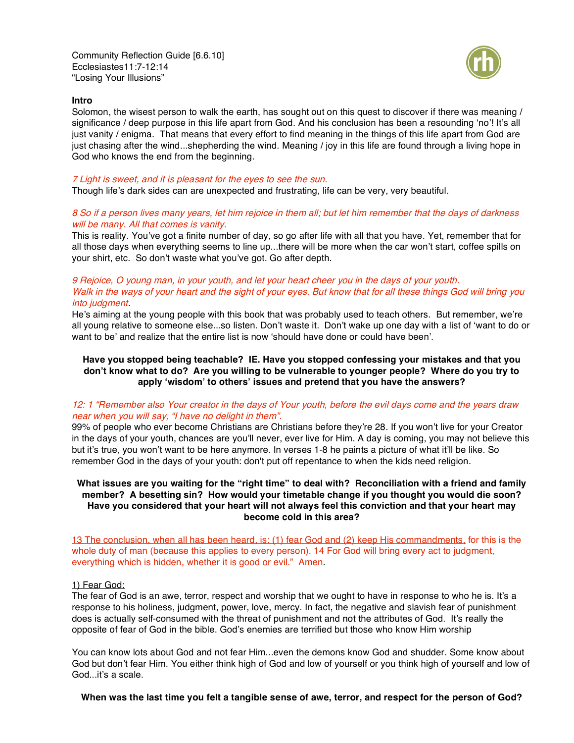Community Reflection Guide [6.6.10]
Ecclesiastes11:7-12:14
"Losing Your Illusions"

**Intro**

Solomon, the wisest person to walk the earth, has sought out on this quest to discover if there was meaning / significance / deep purpose in this life apart from God. And his conclusion has been a resounding 'no'! It's all just vanity / enigma. That means that every effort to find meaning in the things of this life apart from God are just chasing after the wind...shepherding the wind. Meaning / joy in this life are found through a living hope in God who knows the end from the beginning.

*7 Light is sweet, and it is pleasant for the eyes to see the sun.*

Though life's dark sides can are unexpected and frustrating, life can be very, very beautiful.

*8 So if a person lives many years, let him rejoice in them all; but let him remember that the days of darkness will be many. All that comes is vanity.*

This is reality. You've got a finite number of day, so go after life with all that you have. Yet, remember that for all those days when everything seems to line up...there will be more when the car won't start, coffee spills on your shirt, etc. So don't waste what you've got. Go after depth.

*9 Rejoice, O young man, in your youth, and let your heart cheer you in the days of your youth. Walk in the ways of your heart and the sight of your eyes. But know that for all these things God will bring you into judgment*.

He's aiming at the young people with this book that was probably used to teach others. But remember, we're all young relative to someone else...so listen. Don't waste it. Don't wake up one day with a list of 'want to do or want to be' and realize that the entire list is now 'should have done or could have been'.

**Have you stopped being teachable? IE. Have you stopped confessing your mistakes and that you don't know what to do? Are you willing to be vulnerable to younger people? Where do you try to apply 'wisdom' to others' issues and pretend that you have the answers?**

*12: 1 "Remember also Your creator in the days of Your youth, before the evil days come and the years draw near when you will say, "I have no delight in them".*

99% of people who ever become Christians are Christians before they're 28. If you won't live for your Creator in the days of your youth, chances are you'll never, ever live for Him. A day is coming, you may not believe this but it's true, you won't want to be here anymore. In verses 1-8 he paints a picture of what it'll be like. So remember God in the days of your youth: don't put off repentance to when the kids need religion.

**What issues are you waiting for the "right time" to deal with? Reconciliation with a friend and family member? A besetting sin? How would your timetable change if you thought you would die soon? Have you considered that your heart will not always feel this conviction and that your heart may become cold in this area?**

<u>13 The conclusion, when all has been heard, is: (1) fear God and (2) keep His commandments,</u> for this is the whole duty of man (because this applies to every person). 14 For God will bring every act to judgment, everything which is hidden, whether it is good or evil." Amen.

<u>1) Fear God:</u>

The fear of God is an awe, terror, respect and worship that we ought to have in response to who he is. It's a response to his holiness, judgment, power, love, mercy. In fact, the negative and slavish fear of punishment does is actually self-consumed with the threat of punishment and not the attributes of God. It's really the opposite of fear of God in the bible. God's enemies are terrified but those who know Him worship

You can know lots about God and not fear Him...even the demons know God and shudder. Some know about God but don't fear Him. You either think high of God and low of yourself or you think high of yourself and low of God...it's a scale.

**When was the last time you felt a tangible sense of awe, terror, and respect for the person of God?**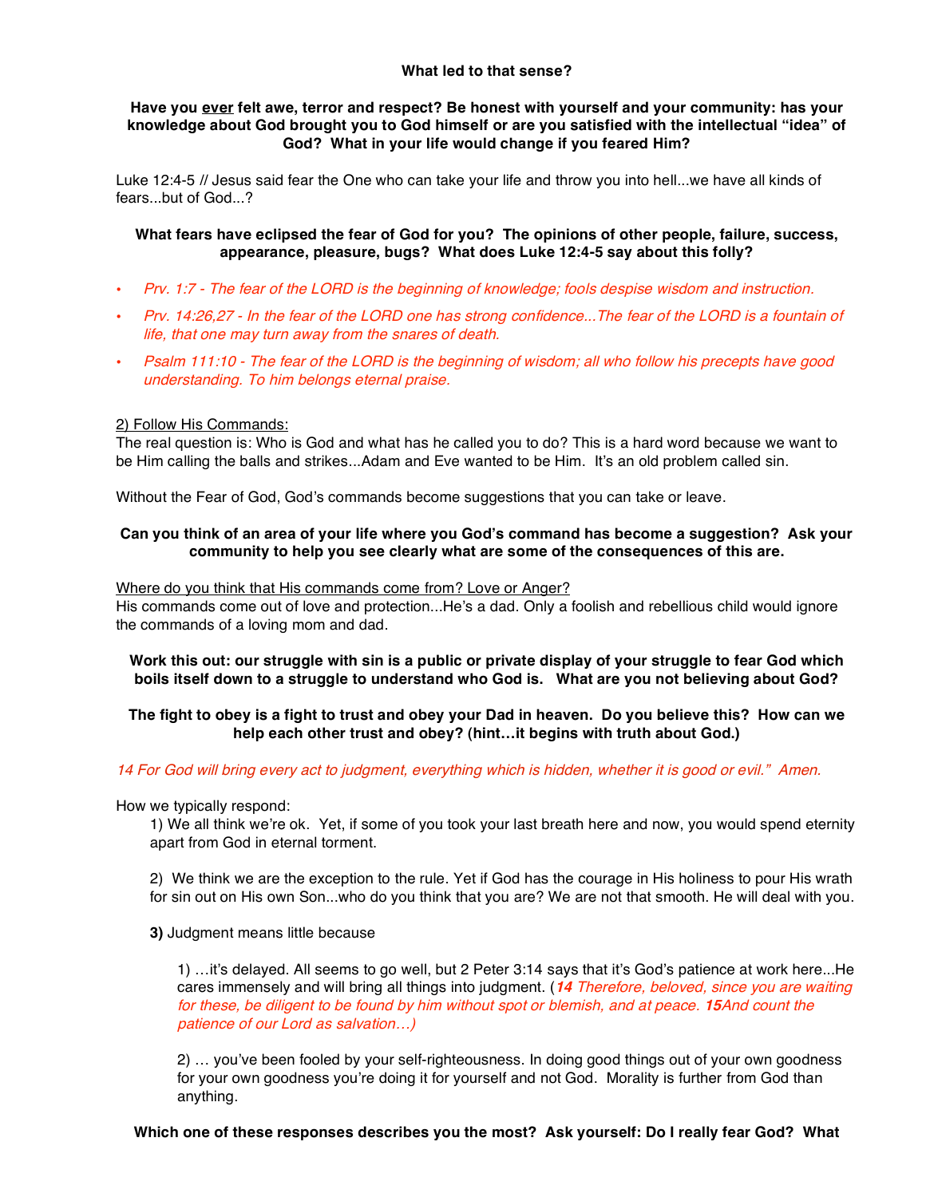**What led to that sense?**

**Have you <u>ever</u> felt awe, terror and respect? Be honest with yourself and your community: has your knowledge about God brought you to God himself or are you satisfied with the intellectual "idea" of God? What in your life would change if you feared Him?**

Luke 12:4-5 // Jesus said fear the One who can take your life and throw you into hell...we have all kinds of fears...but of God...?

**What fears have eclipsed the fear of God for you? The opinions of other people, failure, success, appearance, pleasure, bugs? What does Luke 12:4-5 say about this folly?**

- *Prv. 1:7 - The fear of the LORD is the beginning of knowledge; fools despise wisdom and instruction.*
- *Prv. 14:26,27 - In the fear of the LORD one has strong confidence...The fear of the LORD is a fountain of life, that one may turn away from the snares of death.*
- *Psalm 111:10 - The fear of the LORD is the beginning of wisdom; all who follow his precepts have good understanding. To him belongs eternal praise.*

<u>2) Follow His Commands:</u>
The real question is: Who is God and what has he called you to do? This is a hard word because we want to be Him calling the balls and strikes...Adam and Eve wanted to be Him. It's an old problem called sin.

Without the Fear of God, God's commands become suggestions that you can take or leave.

**Can you think of an area of your life where you God's command has become a suggestion? Ask your community to help you see clearly what are some of the consequences of this are.**

<u>Where do you think that His commands come from? Love or Anger?</u>
His commands come out of love and protection...He's a dad. Only a foolish and rebellious child would ignore the commands of a loving mom and dad.

**Work this out: our struggle with sin is a public or private display of your struggle to fear God which boils itself down to a struggle to understand who God is. What are you not believing about God?**

**The fight to obey is a fight to trust and obey your Dad in heaven. Do you believe this? How can we help each other trust and obey? (hint…it begins with truth about God.)**

*14 For God will bring every act to judgment, everything which is hidden, whether it is good or evil." Amen.*

How we typically respond:

1) We all think we're ok. Yet, if some of you took your last breath here and now, you would spend eternity apart from God in eternal torment.

2) We think we are the exception to the rule. Yet if God has the courage in His holiness to pour His wrath for sin out on His own Son...who do you think that you are? We are not that smooth. He will deal with you.

**3)** Judgment means little because

1) …it's delayed. All seems to go well, but 2 Peter 3:14 says that it's God's patience at work here...He cares immensely and will bring all things into judgment. (***14*** *Therefore, beloved, since you are waiting for these, be diligent to be found by him without spot or blemish, and at peace.* ***15****And count the patience of our Lord as salvation…)*

2) … you've been fooled by your self-righteousness. In doing good things out of your own goodness for your own goodness you're doing it for yourself and not God. Morality is further from God than anything.

**Which one of these responses describes you the most? Ask yourself: Do I really fear God? What**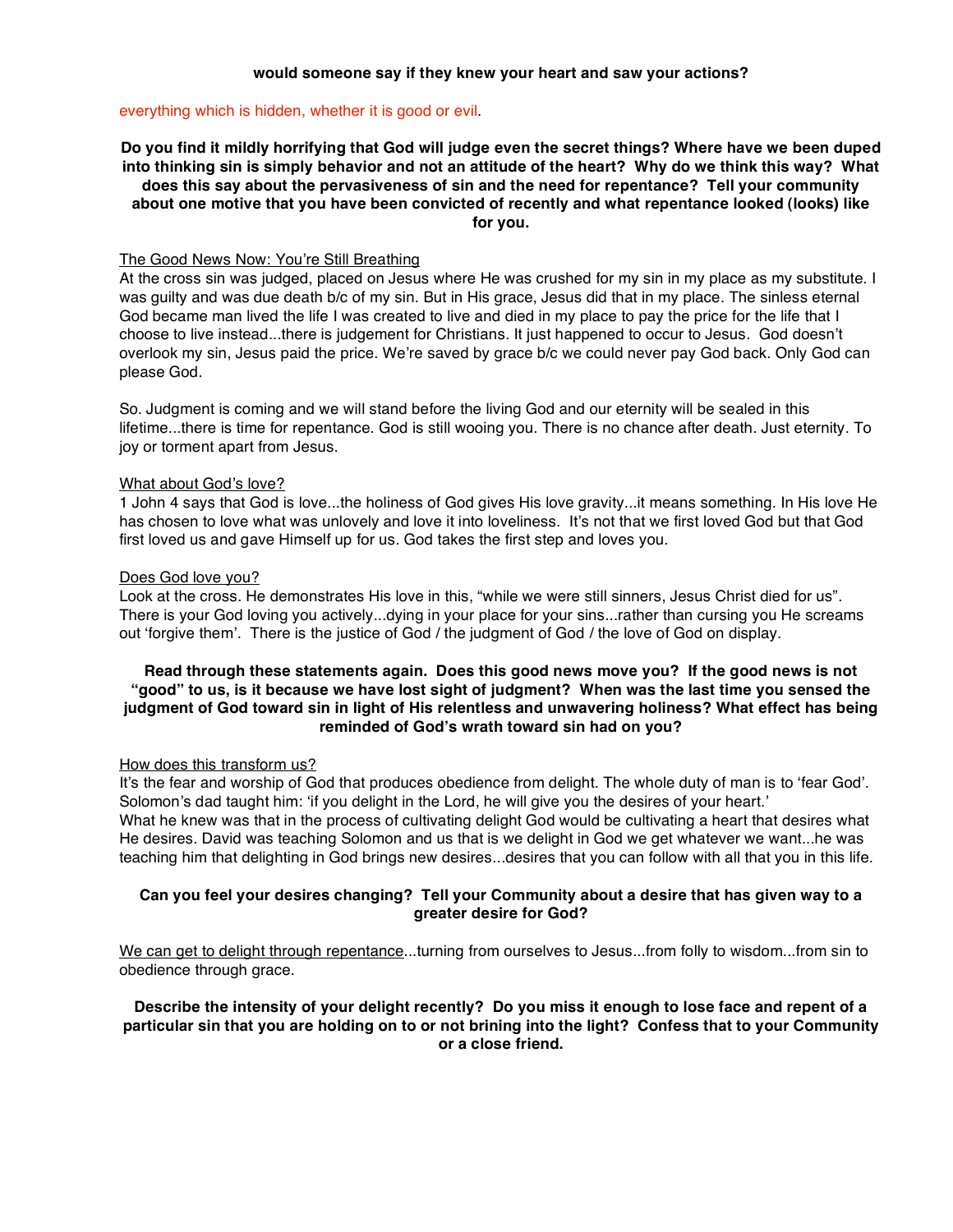**would someone say if they knew your heart and saw your actions?**

everything which is hidden, whether it is good or evil.

**Do you find it mildly horrifying that God will judge even the secret things? Where have we been duped into thinking sin is simply behavior and not an attitude of the heart? Why do we think this way? What does this say about the pervasiveness of sin and the need for repentance? Tell your community about one motive that you have been convicted of recently and what repentance looked (looks) like for you.**

The Good News Now: You're Still Breathing

At the cross sin was judged, placed on Jesus where He was crushed for my sin in my place as my substitute. I was guilty and was due death b/c of my sin. But in His grace, Jesus did that in my place. The sinless eternal God became man lived the life I was created to live and died in my place to pay the price for the life that I choose to live instead...there is judgement for Christians. It just happened to occur to Jesus. God doesn't overlook my sin, Jesus paid the price. We're saved by grace b/c we could never pay God back. Only God can please God.

So. Judgment is coming and we will stand before the living God and our eternity will be sealed in this lifetime...there is time for repentance. God is still wooing you. There is no chance after death. Just eternity. To joy or torment apart from Jesus.

What about God's love?

1 John 4 says that God is love...the holiness of God gives His love gravity...it means something. In His love He has chosen to love what was unlovely and love it into loveliness. It's not that we first loved God but that God first loved us and gave Himself up for us. God takes the first step and loves you.

Does God love you?

Look at the cross. He demonstrates His love in this, "while we were still sinners, Jesus Christ died for us". There is your God loving you actively...dying in your place for your sins...rather than cursing you He screams out 'forgive them'. There is the justice of God / the judgment of God / the love of God on display.

**Read through these statements again. Does this good news move you? If the good news is not "good" to us, is it because we have lost sight of judgment? When was the last time you sensed the judgment of God toward sin in light of His relentless and unwavering holiness? What effect has being reminded of God's wrath toward sin had on you?**

How does this transform us?

It's the fear and worship of God that produces obedience from delight. The whole duty of man is to 'fear God'. Solomon's dad taught him: 'if you delight in the Lord, he will give you the desires of your heart.'
What he knew was that in the process of cultivating delight God would be cultivating a heart that desires what He desires. David was teaching Solomon and us that is we delight in God we get whatever we want...he was teaching him that delighting in God brings new desires...desires that you can follow with all that you in this life.

**Can you feel your desires changing? Tell your Community about a desire that has given way to a greater desire for God?**

We can get to delight through repentance...turning from ourselves to Jesus...from folly to wisdom...from sin to obedience through grace.

**Describe the intensity of your delight recently? Do you miss it enough to lose face and repent of a particular sin that you are holding on to or not brining into the light? Confess that to your Community or a close friend.**